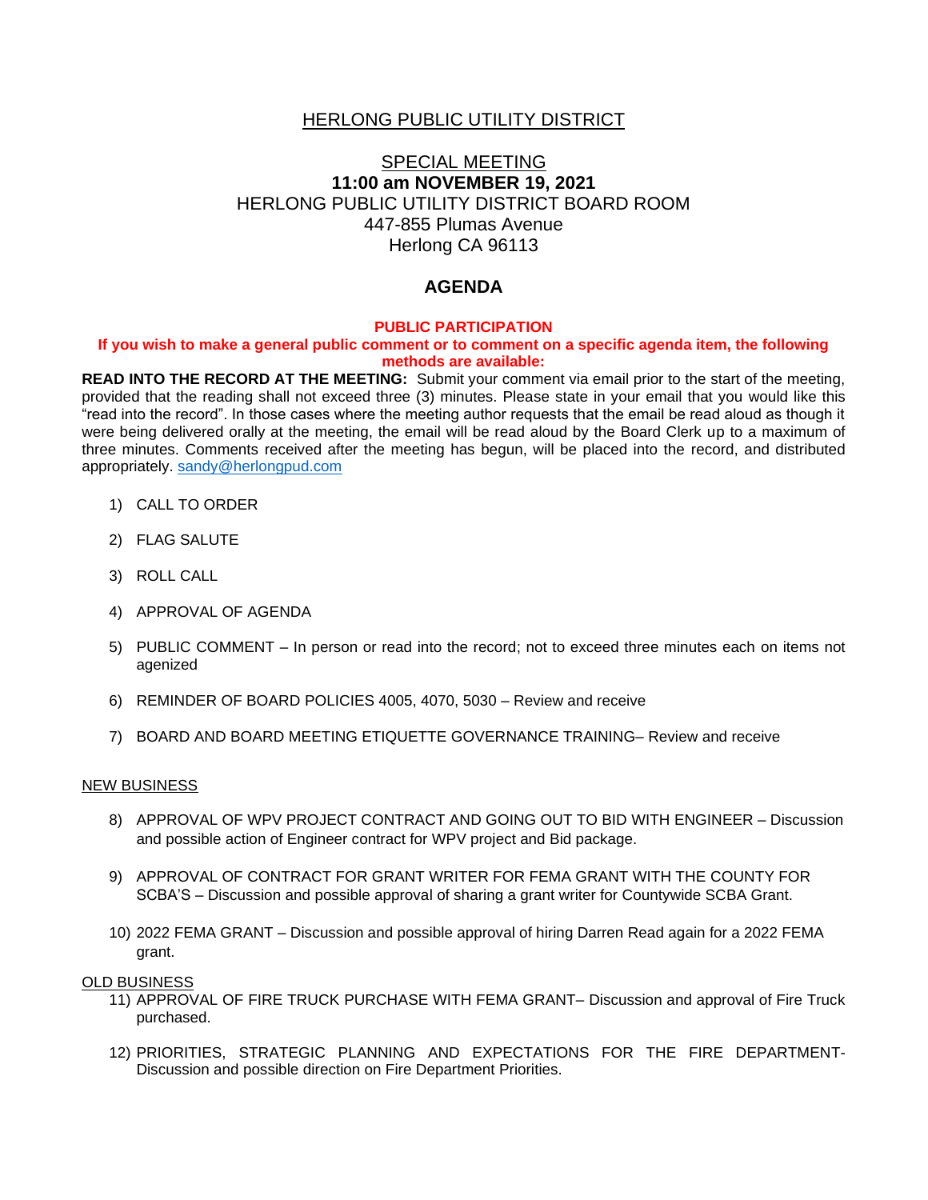# HERLONG PUBLIC UTILITY DISTRICT

## SPECIAL MEETING

**11:00 am NOVEMBER 19, 2021**

HERLONG PUBLIC UTILITY DISTRICT BOARD ROOM
447-855 Plumas Avenue
Herlong CA 96113

## AGENDA

**PUBLIC PARTICIPATION**

**If you wish to make a general public comment or to comment on a specific agenda item, the following methods are available:**

**READ INTO THE RECORD AT THE MEETING:** Submit your comment via email prior to the start of the meeting, provided that the reading shall not exceed three (3) minutes. Please state in your email that you would like this "read into the record". In those cases where the meeting author requests that the email be read aloud as though it were being delivered orally at the meeting, the email will be read aloud by the Board Clerk up to a maximum of three minutes. Comments received after the meeting has begun, will be placed into the record, and distributed appropriately. sandy@herlongpud.com

1) CALL TO ORDER

2) FLAG SALUTE

3) ROLL CALL

4) APPROVAL OF AGENDA

5) PUBLIC COMMENT – In person or read into the record; not to exceed three minutes each on items not agenized

6) REMINDER OF BOARD POLICIES 4005, 4070, 5030 – Review and receive

7) BOARD AND BOARD MEETING ETIQUETTE GOVERNANCE TRAINING– Review and receive

### NEW BUSINESS

8) APPROVAL OF WPV PROJECT CONTRACT AND GOING OUT TO BID WITH ENGINEER – Discussion and possible action of Engineer contract for WPV project and Bid package.

9) APPROVAL OF CONTRACT FOR GRANT WRITER FOR FEMA GRANT WITH THE COUNTY FOR SCBA'S – Discussion and possible approval of sharing a grant writer for Countywide SCBA Grant.

10) 2022 FEMA GRANT – Discussion and possible approval of hiring Darren Read again for a 2022 FEMA grant.

### OLD BUSINESS

11) APPROVAL OF FIRE TRUCK PURCHASE WITH FEMA GRANT– Discussion and approval of Fire Truck purchased.

12) PRIORITIES, STRATEGIC PLANNING AND EXPECTATIONS FOR THE FIRE DEPARTMENT- Discussion and possible direction on Fire Department Priorities.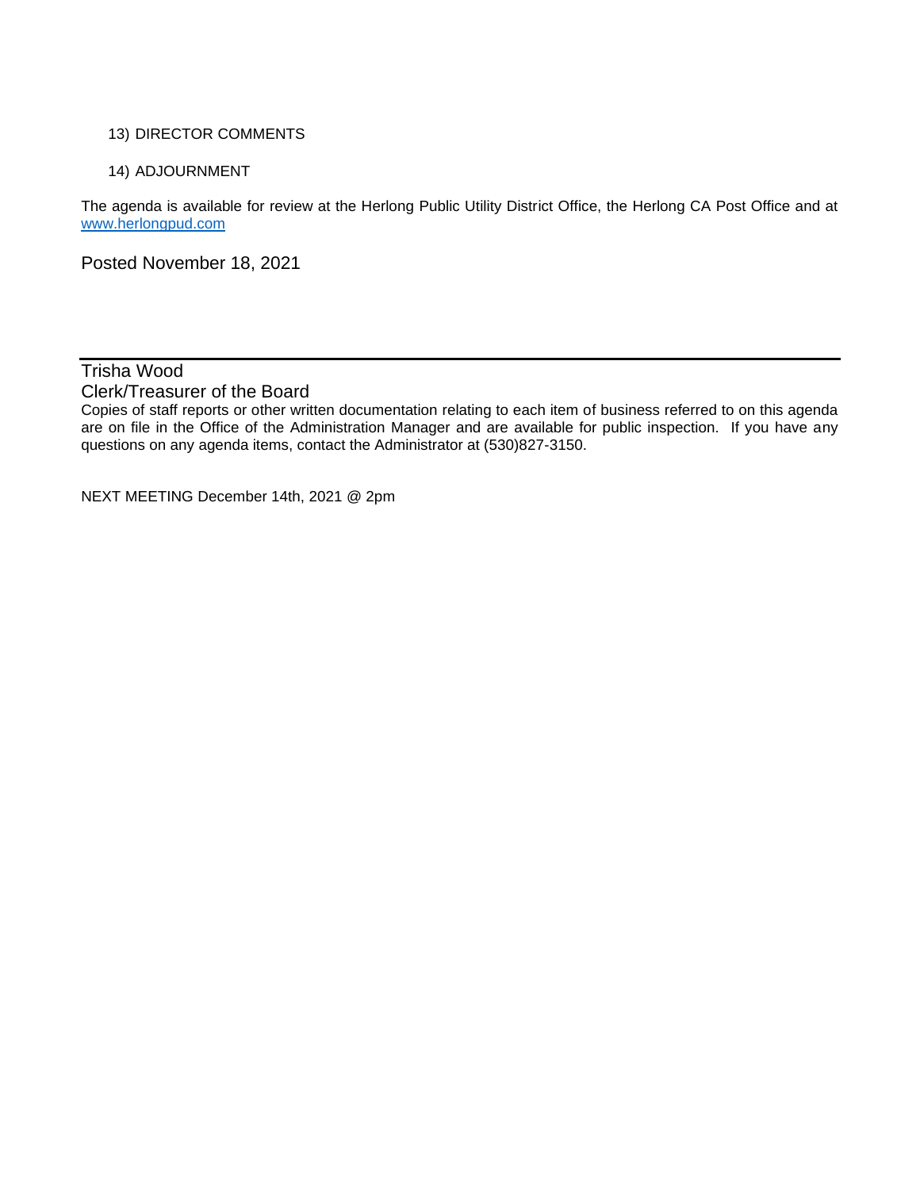13) DIRECTOR COMMENTS

14) ADJOURNMENT

The agenda is available for review at the Herlong Public Utility District Office, the Herlong CA Post Office and at [www.herlongpud.com](http://www.herlongpud.com)

Posted November 18, 2021

---

Trisha Wood
Clerk/Treasurer of the Board

Copies of staff reports or other written documentation relating to each item of business referred to on this agenda are on file in the Office of the Administration Manager and are available for public inspection. If you have any questions on any agenda items, contact the Administrator at (530)827-3150.

NEXT MEETING December 14th, 2021 @ 2pm